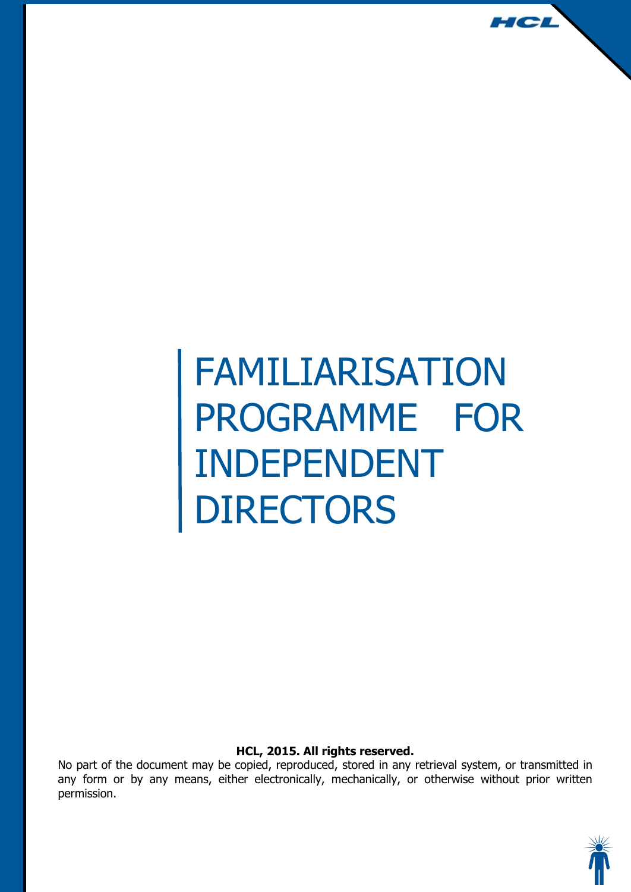# FAMILIARISATION PROGRAMME FOR INDEPENDENT DIRECTORS

**HCL, 2015. All rights reserved.**

No part of the document may be copied, reproduced, stored in any retrieval system, or transmitted in any form or by any means, either electronically, mechanically, or otherwise without prior written permission.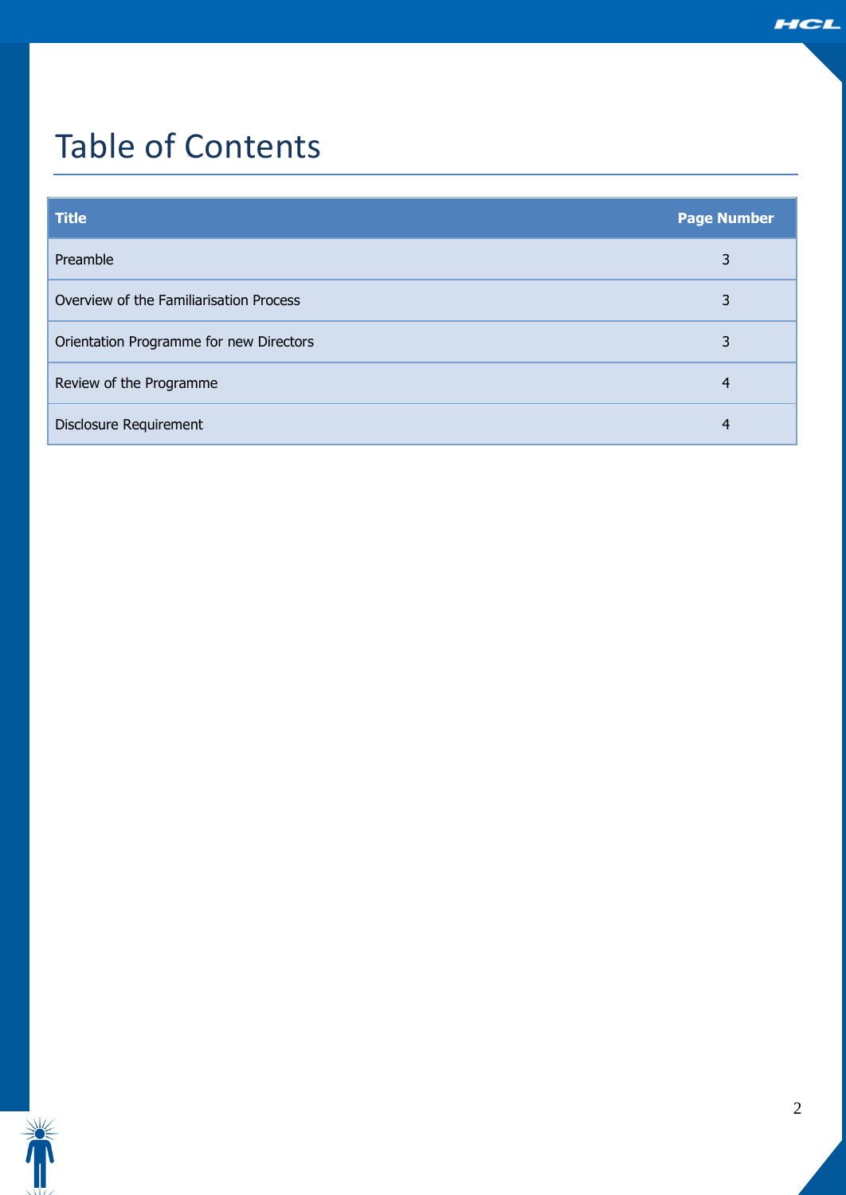# Table of Contents

| Title | Page Number |
|---|---|
| Preamble | 3 |
| Overview of the Familiarisation Process | 3 |
| Orientation Programme for new Directors | 3 |
| Review of the Programme | 4 |
| Disclosure Requirement | 4 |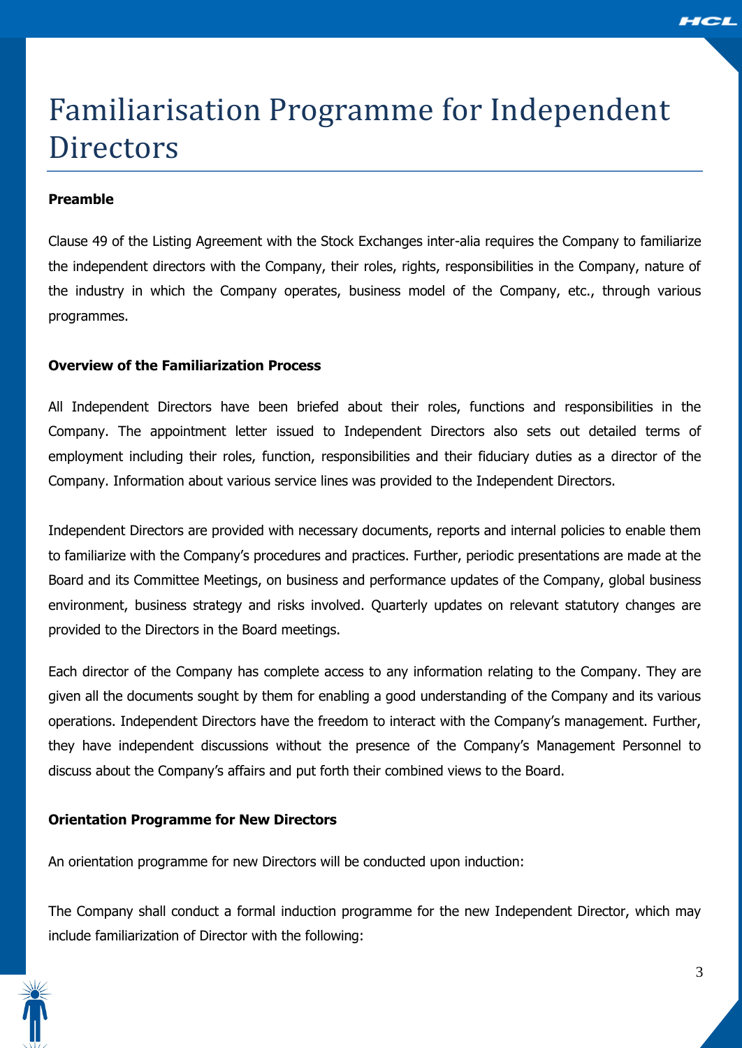# Familiarisation Programme for Independent Directors

**Preamble**

Clause 49 of the Listing Agreement with the Stock Exchanges inter-alia requires the Company to familiarize the independent directors with the Company, their roles, rights, responsibilities in the Company, nature of the industry in which the Company operates, business model of the Company, etc., through various programmes.

**Overview of the Familiarization Process**

All Independent Directors have been briefed about their roles, functions and responsibilities in the Company. The appointment letter issued to Independent Directors also sets out detailed terms of employment including their roles, function, responsibilities and their fiduciary duties as a director of the Company. Information about various service lines was provided to the Independent Directors.

Independent Directors are provided with necessary documents, reports and internal policies to enable them to familiarize with the Company's procedures and practices. Further, periodic presentations are made at the Board and its Committee Meetings, on business and performance updates of the Company, global business environment, business strategy and risks involved. Quarterly updates on relevant statutory changes are provided to the Directors in the Board meetings.

Each director of the Company has complete access to any information relating to the Company. They are given all the documents sought by them for enabling a good understanding of the Company and its various operations. Independent Directors have the freedom to interact with the Company's management. Further, they have independent discussions without the presence of the Company's Management Personnel to discuss about the Company's affairs and put forth their combined views to the Board.

**Orientation Programme for New Directors**

An orientation programme for new Directors will be conducted upon induction:

The Company shall conduct a formal induction programme for the new Independent Director, which may include familiarization of Director with the following: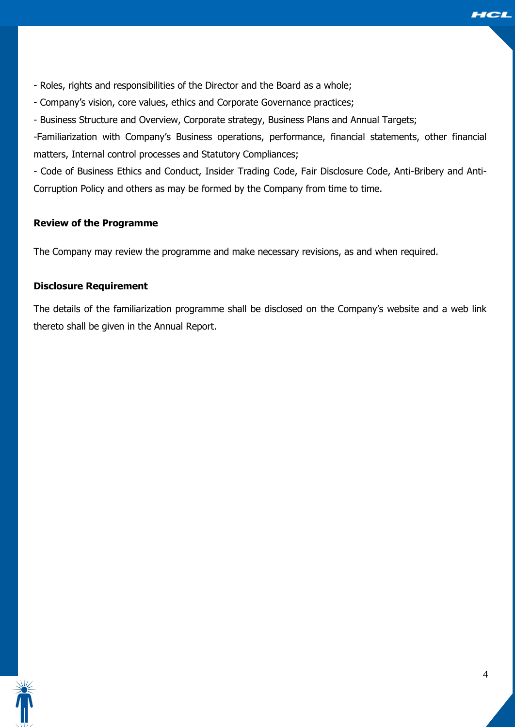- Roles, rights and responsibilities of the Director and the Board as a whole;
- Company's vision, core values, ethics and Corporate Governance practices;
- Business Structure and Overview, Corporate strategy, Business Plans and Annual Targets;
- Familiarization with Company's Business operations, performance, financial statements, other financial matters, Internal control processes and Statutory Compliances;
- Code of Business Ethics and Conduct, Insider Trading Code, Fair Disclosure Code, Anti-Bribery and Anti-Corruption Policy and others as may be formed by the Company from time to time.

**Review of the Programme**

The Company may review the programme and make necessary revisions, as and when required.

**Disclosure Requirement**

The details of the familiarization programme shall be disclosed on the Company's website and a web link thereto shall be given in the Annual Report.